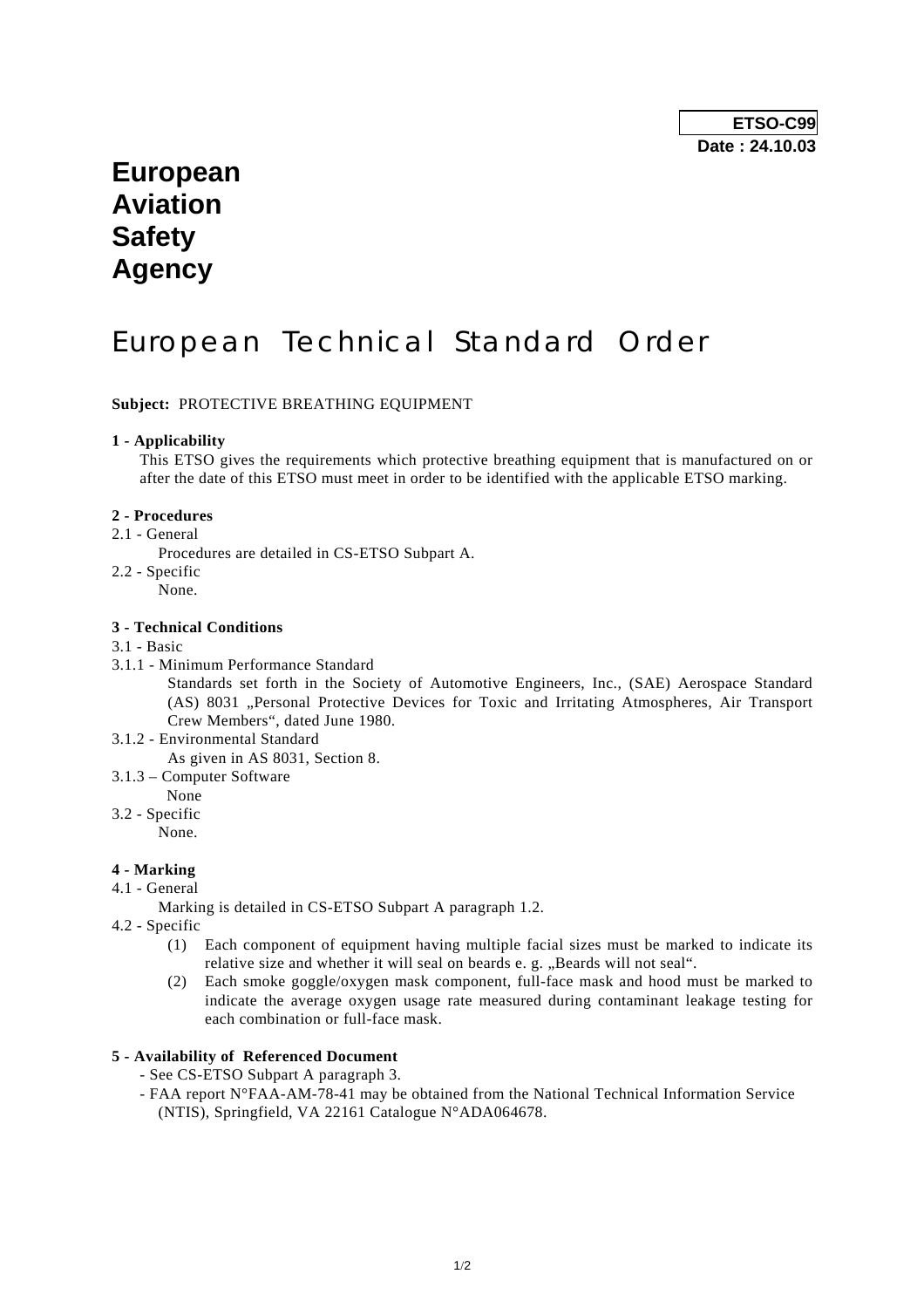**ETSO-C99**
**Date : 24.10.03**

# European Aviation Safety Agency

# European Technical Standard Order

**Subject:** PROTECTIVE BREATHING EQUIPMENT

**1 - Applicability**

This ETSO gives the requirements which protective breathing equipment that is manufactured on or after the date of this ETSO must meet in order to be identified with the applicable ETSO marking.

**2 - Procedures**

2.1 - General

Procedures are detailed in CS-ETSO Subpart A.

2.2 - Specific

None.

**3 - Technical Conditions**

3.1 - Basic

3.1.1 - Minimum Performance Standard

Standards set forth in the Society of Automotive Engineers, Inc., (SAE) Aerospace Standard (AS) 8031 „Personal Protective Devices for Toxic and Irritating Atmospheres, Air Transport Crew Members", dated June 1980.

3.1.2 - Environmental Standard

As given in AS 8031, Section 8.

3.1.3 – Computer Software

None

3.2 - Specific

None.

**4 - Marking**

4.1 - General

Marking is detailed in CS-ETSO Subpart A paragraph 1.2.

4.2 - Specific

(1) Each component of equipment having multiple facial sizes must be marked to indicate its relative size and whether it will seal on beards e. g. „Beards will not seal".

(2) Each smoke goggle/oxygen mask component, full-face mask and hood must be marked to indicate the average oxygen usage rate measured during contaminant leakage testing for each combination or full-face mask.

**5 - Availability of Referenced Document**

- See CS-ETSO Subpart A paragraph 3.
- FAA report N°FAA-AM-78-41 may be obtained from the National Technical Information Service (NTIS), Springfield, VA 22161 Catalogue N°ADA064678.